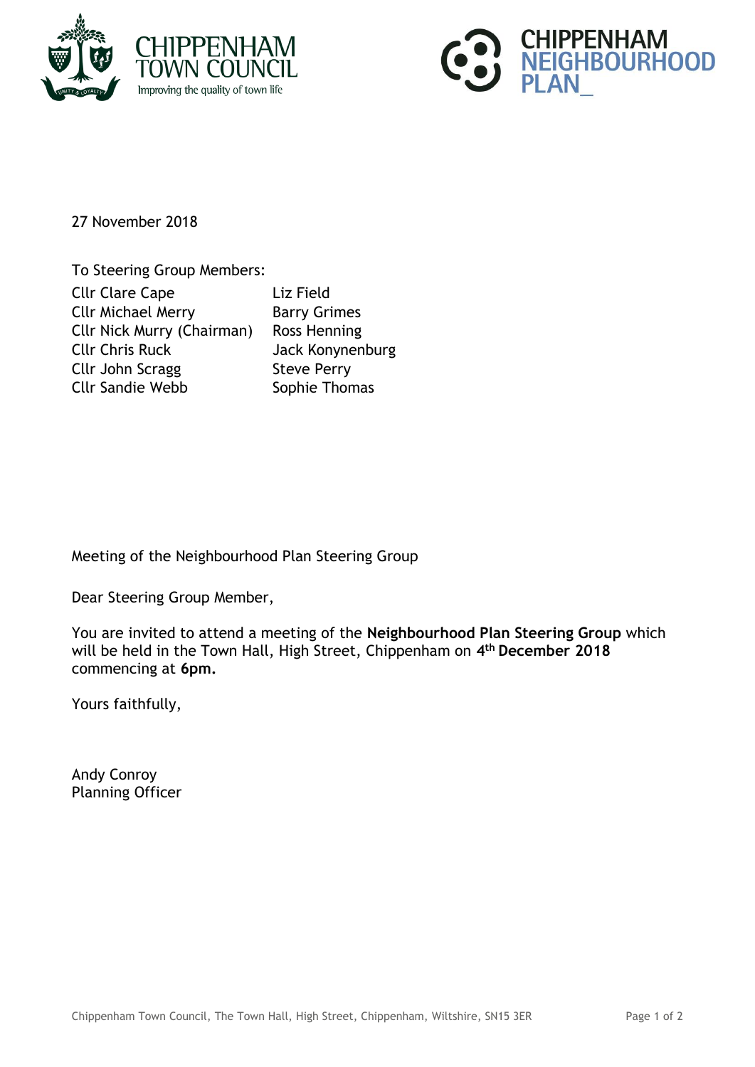CHIPPENHAM TOWN COUNCIL
Improving the quality of town life

CHIPPENHAM NEIGHBOURHOOD PLAN_

27 November 2018

To Steering Group Members:

| | |
|---|---|
| Cllr Clare Cape | Liz Field |
| Cllr Michael Merry | Barry Grimes |
| Cllr Nick Murry (Chairman) | Ross Henning |
| Cllr Chris Ruck | Jack Konynenburg |
| Cllr John Scragg | Steve Perry |
| Cllr Sandie Webb | Sophie Thomas |

Meeting of the Neighbourhood Plan Steering Group

Dear Steering Group Member,

You are invited to attend a meeting of the **Neighbourhood Plan Steering Group** which will be held in the Town Hall, High Street, Chippenham on **4th December 2018** commencing at **6pm.**

Yours faithfully,

Andy Conroy
Planning Officer

Chippenham Town Council, The Town Hall, High Street, Chippenham, Wiltshire, SN15 3ER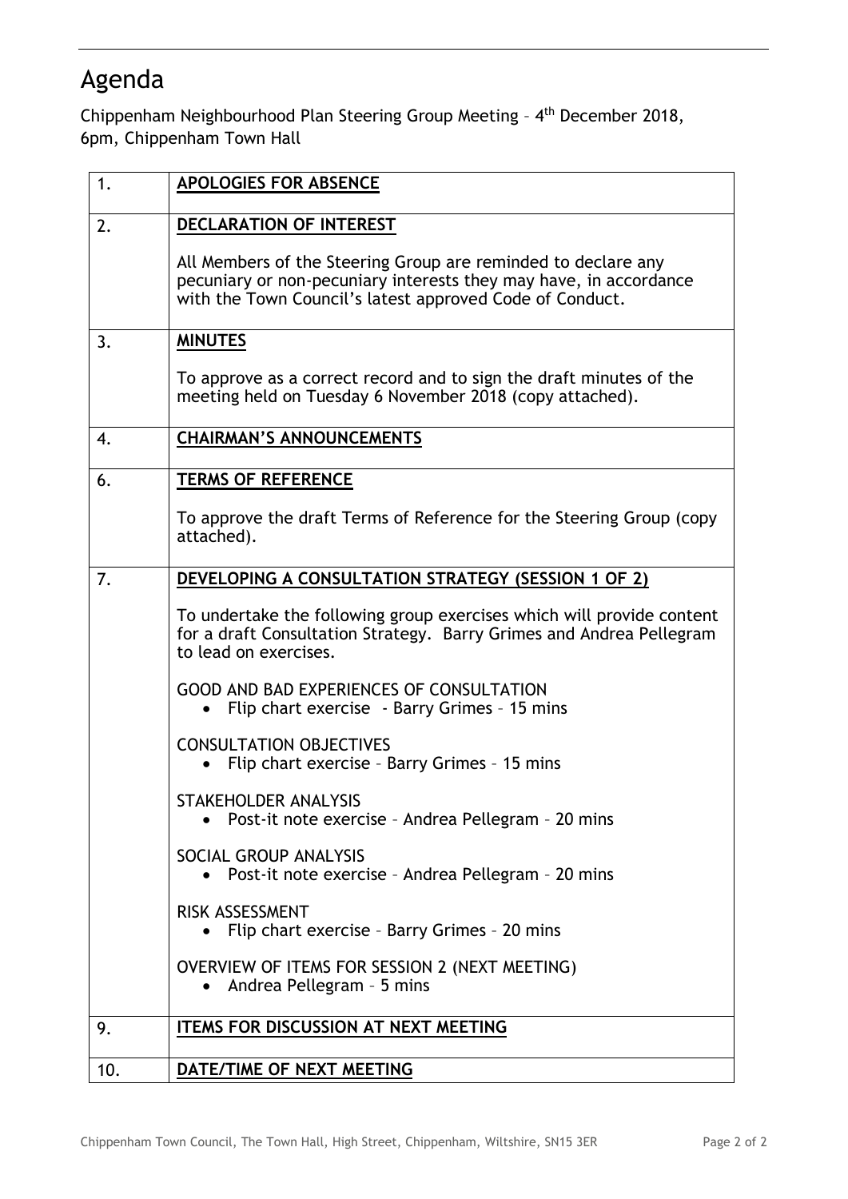# Agenda

Chippenham Neighbourhood Plan Steering Group Meeting – 4th December 2018, 6pm, Chippenham Town Hall

| | |
|---|---|
| 1. | **APOLOGIES FOR ABSENCE** |
| 2. | **DECLARATION OF INTEREST**<br><br>All Members of the Steering Group are reminded to declare any pecuniary or non-pecuniary interests they may have, in accordance with the Town Council's latest approved Code of Conduct. |
| 3. | **MINUTES**<br><br>To approve as a correct record and to sign the draft minutes of the meeting held on Tuesday 6 November 2018 (copy attached). |
| 4. | **CHAIRMAN'S ANNOUNCEMENTS** |
| 6. | **TERMS OF REFERENCE**<br><br>To approve the draft Terms of Reference for the Steering Group (copy attached). |
| 7. | **DEVELOPING A CONSULTATION STRATEGY (SESSION 1 OF 2)**<br><br>To undertake the following group exercises which will provide content for a draft Consultation Strategy. Barry Grimes and Andrea Pellegram to lead on exercises.<br><br>GOOD AND BAD EXPERIENCES OF CONSULTATION<br>• Flip chart exercise - Barry Grimes – 15 mins<br><br>CONSULTATION OBJECTIVES<br>• Flip chart exercise – Barry Grimes – 15 mins<br><br>STAKEHOLDER ANALYSIS<br>• Post-it note exercise – Andrea Pellegram – 20 mins<br><br>SOCIAL GROUP ANALYSIS<br>• Post-it note exercise – Andrea Pellegram – 20 mins<br><br>RISK ASSESSMENT<br>• Flip chart exercise – Barry Grimes – 20 mins<br><br>OVERVIEW OF ITEMS FOR SESSION 2 (NEXT MEETING)<br>• Andrea Pellegram – 5 mins |
| 9. | **ITEMS FOR DISCUSSION AT NEXT MEETING** |
| 10. | **DATE/TIME OF NEXT MEETING** |

Chippenham Town Council, The Town Hall, High Street, Chippenham, Wiltshire, SN15 3ER